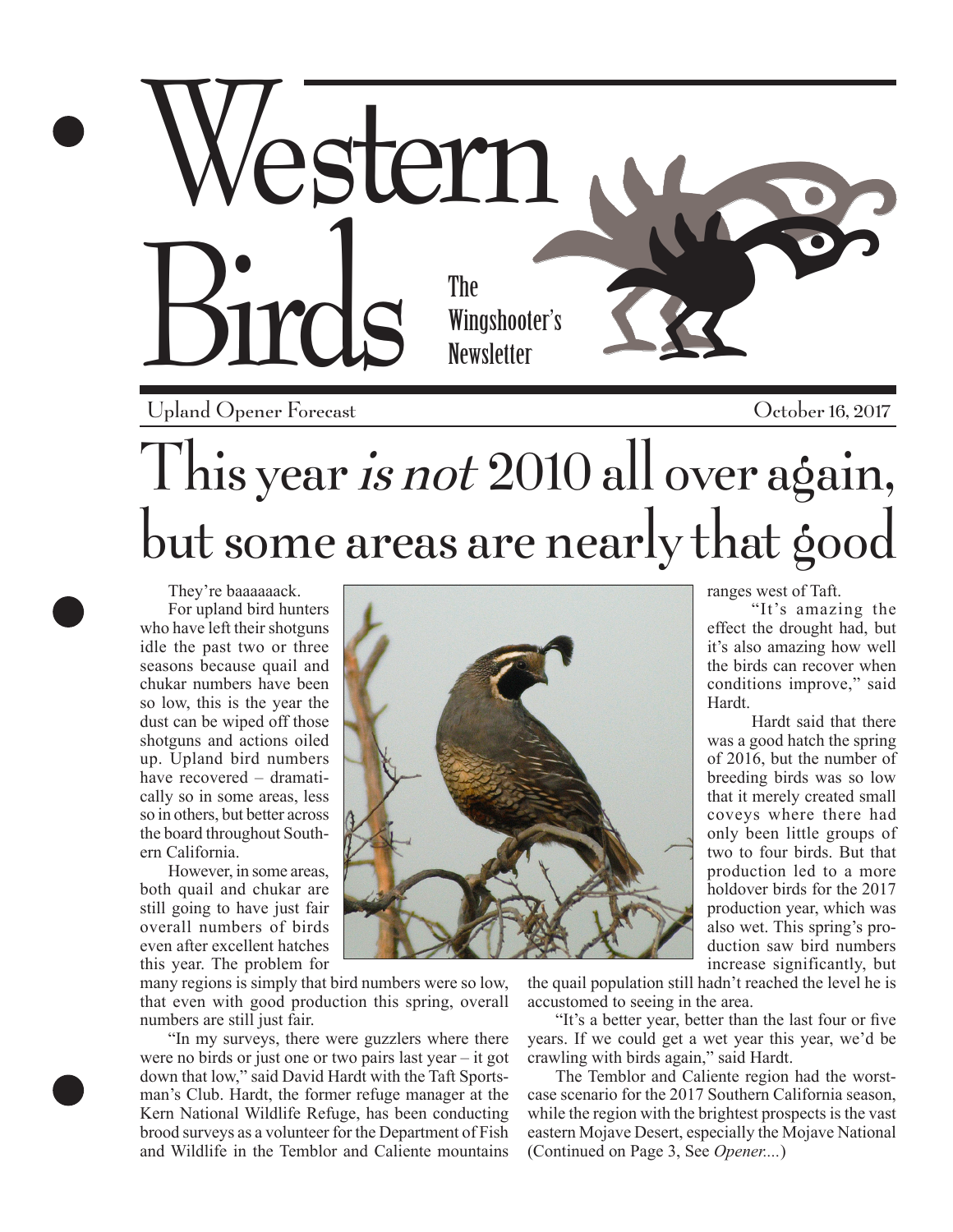# Western Birds

The Wingshooter's Newsletter

Upland Opener Forecast — October 16, 2017

# This year *is not* 2010 all over again, but some areas are nearly that good

They're baaaaaack.

For upland bird hunters who have left their shotguns idle the past two or three seasons because quail and chukar numbers have been so low, this is the year the dust can be wiped off those shotguns and actions oiled up. Upland bird numbers have recovered – dramatically so in some areas, less so in others, but better across the board throughout Southern California.

However, in some areas, both quail and chukar are still going to have just fair overall numbers of birds even after excellent hatches this year. The problem for many regions is simply that bird numbers were so low, that even with good production this spring, overall numbers are still just fair.

"In my surveys, there were guzzlers where there were no birds or just one or two pairs last year – it got down that low," said David Hardt with the Taft Sportsman's Club. Hardt, the former refuge manager at the Kern National Wildlife Refuge, has been conducting brood surveys as a volunteer for the Department of Fish and Wildlife in the Temblor and Caliente mountains ranges west of Taft.

"It's amazing the effect the drought had, but it's also amazing how well the birds can recover when conditions improve," said Hardt.

Hardt said that there was a good hatch the spring of 2016, but the number of breeding birds was so low that it merely created small coveys where there had only been little groups of two to four birds. But that production led to a more holdover birds for the 2017 production year, which was also wet. This spring's production saw bird numbers increase significantly, but the quail population still hadn't reached the level he is accustomed to seeing in the area.

"It's a better year, better than the last four or five years. If we could get a wet year this year, we'd be crawling with birds again," said Hardt.

The Temblor and Caliente region had the worst-case scenario for the 2017 Southern California season, while the region with the brightest prospects is the vast eastern Mojave Desert, especially the Mojave National (Continued on Page 3, See *Opener....*)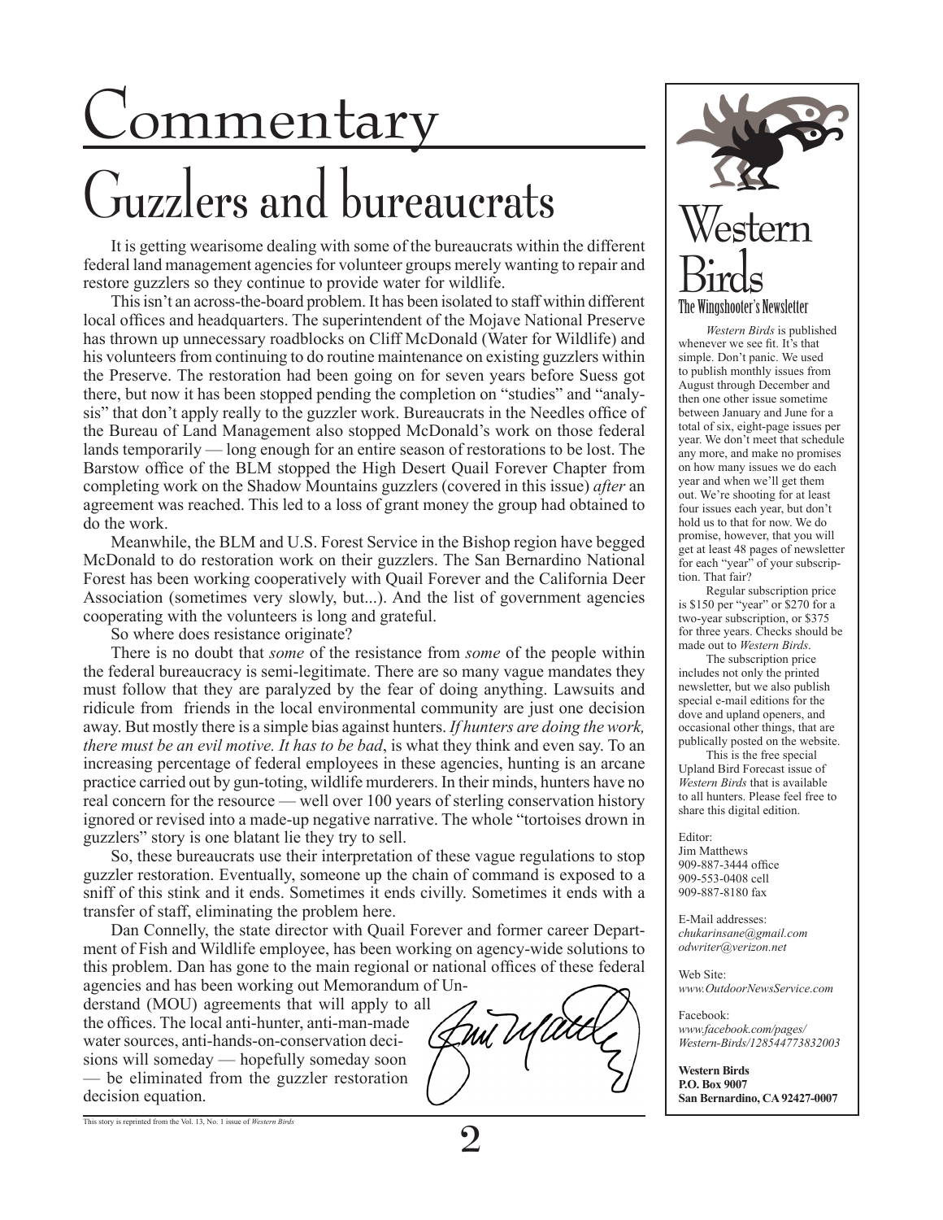# Commentary

## Guzzlers and bureaucrats

It is getting wearisome dealing with some of the bureaucrats within the different federal land management agencies for volunteer groups merely wanting to repair and restore guzzlers so they continue to provide water for wildlife.

This isn't an across-the-board problem. It has been isolated to staff within different local offices and headquarters. The superintendent of the Mojave National Preserve has thrown up unnecessary roadblocks on Cliff McDonald (Water for Wildlife) and his volunteers from continuing to do routine maintenance on existing guzzlers within the Preserve. The restoration had been going on for seven years before Suess got there, but now it has been stopped pending the completion on "studies" and "analysis" that don't apply really to the guzzler work. Bureaucrats in the Needles office of the Bureau of Land Management also stopped McDonald's work on those federal lands temporarily — long enough for an entire season of restorations to be lost. The Barstow office of the BLM stopped the High Desert Quail Forever Chapter from completing work on the Shadow Mountains guzzlers (covered in this issue) *after* an agreement was reached. This led to a loss of grant money the group had obtained to do the work.

Meanwhile, the BLM and U.S. Forest Service in the Bishop region have begged McDonald to do restoration work on their guzzlers. The San Bernardino National Forest has been working cooperatively with Quail Forever and the California Deer Association (sometimes very slowly, but...). And the list of government agencies cooperating with the volunteers is long and grateful.

So where does resistance originate?

There is no doubt that *some* of the resistance from *some* of the people within the federal bureaucracy is semi-legitimate. There are so many vague mandates they must follow that they are paralyzed by the fear of doing anything. Lawsuits and ridicule from friends in the local environmental community are just one decision away. But mostly there is a simple bias against hunters. *If hunters are doing the work, there must be an evil motive. It has to be bad*, is what they think and even say. To an increasing percentage of federal employees in these agencies, hunting is an arcane practice carried out by gun-toting, wildlife murderers. In their minds, hunters have no real concern for the resource — well over 100 years of sterling conservation history ignored or revised into a made-up negative narrative. The whole "tortoises drown in guzzlers" story is one blatant lie they try to sell.

So, these bureaucrats use their interpretation of these vague regulations to stop guzzler restoration. Eventually, someone up the chain of command is exposed to a sniff of this stink and it ends. Sometimes it ends civilly. Sometimes it ends with a transfer of staff, eliminating the problem here.

Dan Connelly, the state director with Quail Forever and former career Department of Fish and Wildlife employee, has been working on agency-wide solutions to this problem. Dan has gone to the main regional or national offices of these federal agencies and has been working out Memorandum of Understand (MOU) agreements that will apply to all the offices. The local anti-hunter, anti-man-made water sources, anti-hands-on-conservation decisions will someday — hopefully someday soon — be eliminated from the guzzler restoration decision equation.

This story is reprinted from the Vol. 13, No. 1 issue of *Western Birds*

---

# Western Birds

### The Wingshooter's Newsletter

*Western Birds* is published whenever we see fit. It's that simple. Don't panic. We used to publish monthly issues from August through December and then one other issue sometime between January and June for a total of six, eight-page issues per year. We don't meet that schedule any more, and make no promises on how many issues we do each year and when we'll get them out. We're shooting for at least four issues each year, but don't hold us to that for now. We do promise, however, that you will get at least 48 pages of newsletter for each "year" of your subscription. That fair?

Regular subscription price is $150 per "year" or $270 for a two-year subscription, or $375 for three years. Checks should be made out to *Western Birds*.

The subscription price includes not only the printed newsletter, but we also publish special e-mail editions for the dove and upland openers, and occasional other things, that are publically posted on the website.

This is the free special Upland Bird Forecast issue of *Western Birds* that is available to all hunters. Please feel free to share this digital edition.

Editor:
Jim Matthews
909-887-3444 office
909-553-0408 cell
909-887-8180 fax

E-Mail addresses:
*chukarinsane@gmail.com*
*odwriter@verizon.net*

Web Site:
*www.OutdoorNewsService.com*

Facebook:
*www.facebook.com/pages/Western-Birds/128544773832003*

**Western Birds**
**P.O. Box 9007**
**San Bernardino, CA 92427-0007**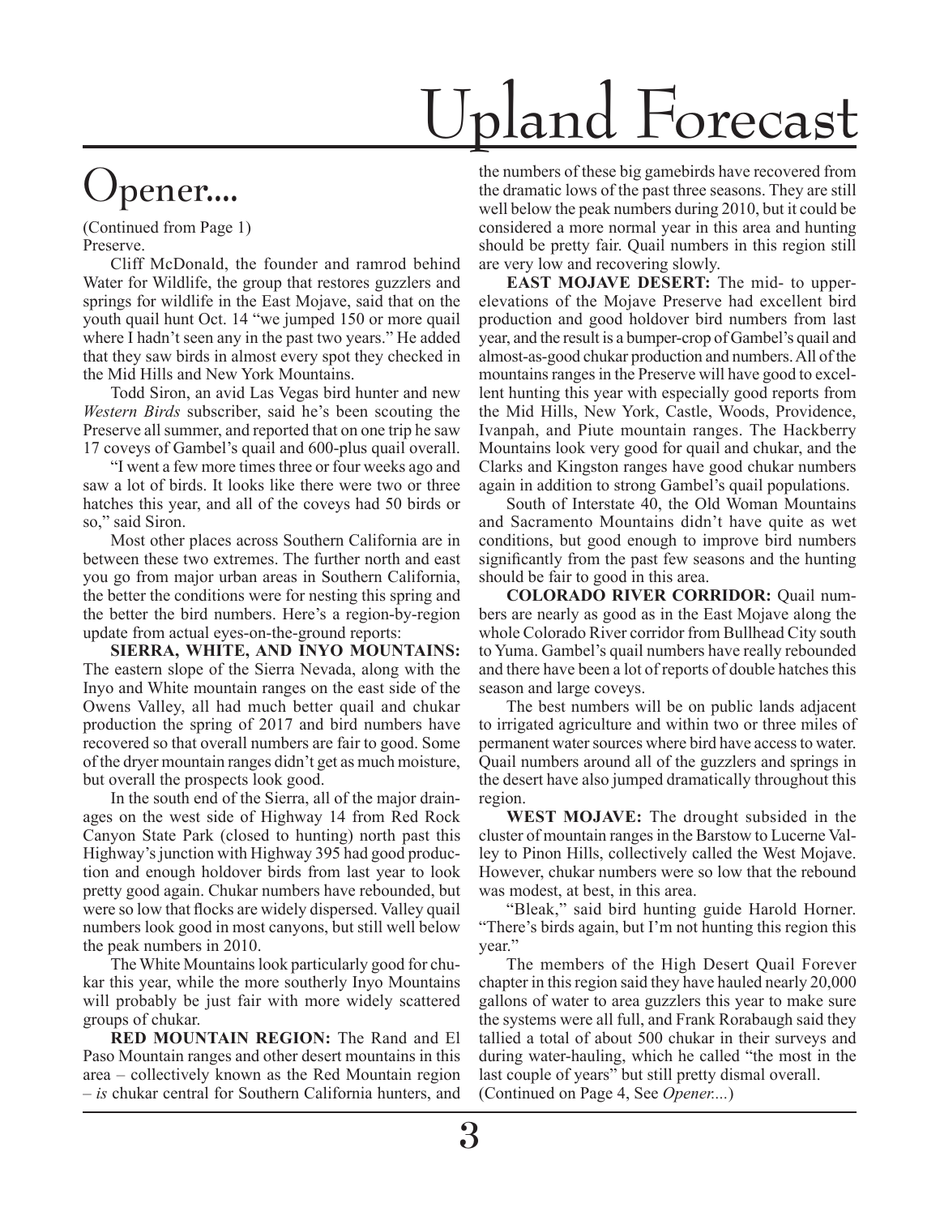# Upland Forecast

## Opener....

(Continued from Page 1)
Preserve.

Cliff McDonald, the founder and ramrod behind Water for Wildlife, the group that restores guzzlers and springs for wildlife in the East Mojave, said that on the youth quail hunt Oct. 14 "we jumped 150 or more quail where I hadn't seen any in the past two years." He added that they saw birds in almost every spot they checked in the Mid Hills and New York Mountains.

Todd Siron, an avid Las Vegas bird hunter and new *Western Birds* subscriber, said he's been scouting the Preserve all summer, and reported that on one trip he saw 17 coveys of Gambel's quail and 600-plus quail overall.

"I went a few more times three or four weeks ago and saw a lot of birds. It looks like there were two or three hatches this year, and all of the coveys had 50 birds or so," said Siron.

Most other places across Southern California are in between these two extremes. The further north and east you go from major urban areas in Southern California, the better the conditions were for nesting this spring and the better the bird numbers. Here's a region-by-region update from actual eyes-on-the-ground reports:

**SIERRA, WHITE, AND INYO MOUNTAINS:** The eastern slope of the Sierra Nevada, along with the Inyo and White mountain ranges on the east side of the Owens Valley, all had much better quail and chukar production the spring of 2017 and bird numbers have recovered so that overall numbers are fair to good. Some of the dryer mountain ranges didn't get as much moisture, but overall the prospects look good.

In the south end of the Sierra, all of the major drainages on the west side of Highway 14 from Red Rock Canyon State Park (closed to hunting) north past this Highway's junction with Highway 395 had good production and enough holdover birds from last year to look pretty good again. Chukar numbers have rebounded, but were so low that flocks are widely dispersed. Valley quail numbers look good in most canyons, but still well below the peak numbers in 2010.

The White Mountains look particularly good for chukar this year, while the more southerly Inyo Mountains will probably be just fair with more widely scattered groups of chukar.

**RED MOUNTAIN REGION:** The Rand and El Paso Mountain ranges and other desert mountains in this area – collectively known as the Red Mountain region – *is* chukar central for Southern California hunters, and the numbers of these big gamebirds have recovered from the dramatic lows of the past three seasons. They are still well below the peak numbers during 2010, but it could be considered a more normal year in this area and hunting should be pretty fair. Quail numbers in this region still are very low and recovering slowly.

**EAST MOJAVE DESERT:** The mid- to upper-elevations of the Mojave Preserve had excellent bird production and good holdover bird numbers from last year, and the result is a bumper-crop of Gambel's quail and almost-as-good chukar production and numbers. All of the mountains ranges in the Preserve will have good to excellent hunting this year with especially good reports from the Mid Hills, New York, Castle, Woods, Providence, Ivanpah, and Piute mountain ranges. The Hackberry Mountains look very good for quail and chukar, and the Clarks and Kingston ranges have good chukar numbers again in addition to strong Gambel's quail populations.

South of Interstate 40, the Old Woman Mountains and Sacramento Mountains didn't have quite as wet conditions, but good enough to improve bird numbers significantly from the past few seasons and the hunting should be fair to good in this area.

**COLORADO RIVER CORRIDOR:** Quail numbers are nearly as good as in the East Mojave along the whole Colorado River corridor from Bullhead City south to Yuma. Gambel's quail numbers have really rebounded and there have been a lot of reports of double hatches this season and large coveys.

The best numbers will be on public lands adjacent to irrigated agriculture and within two or three miles of permanent water sources where bird have access to water. Quail numbers around all of the guzzlers and springs in the desert have also jumped dramatically throughout this region.

**WEST MOJAVE:** The drought subsided in the cluster of mountain ranges in the Barstow to Lucerne Valley to Pinon Hills, collectively called the West Mojave. However, chukar numbers were so low that the rebound was modest, at best, in this area.

"Bleak," said bird hunting guide Harold Horner. "There's birds again, but I'm not hunting this region this year."

The members of the High Desert Quail Forever chapter in this region said they have hauled nearly 20,000 gallons of water to area guzzlers this year to make sure the systems were all full, and Frank Rorabaugh said they tallied a total of about 500 chukar in their surveys and during water-hauling, which he called "the most in the last couple of years" but still pretty dismal overall.

(Continued on Page 4, See *Opener...*)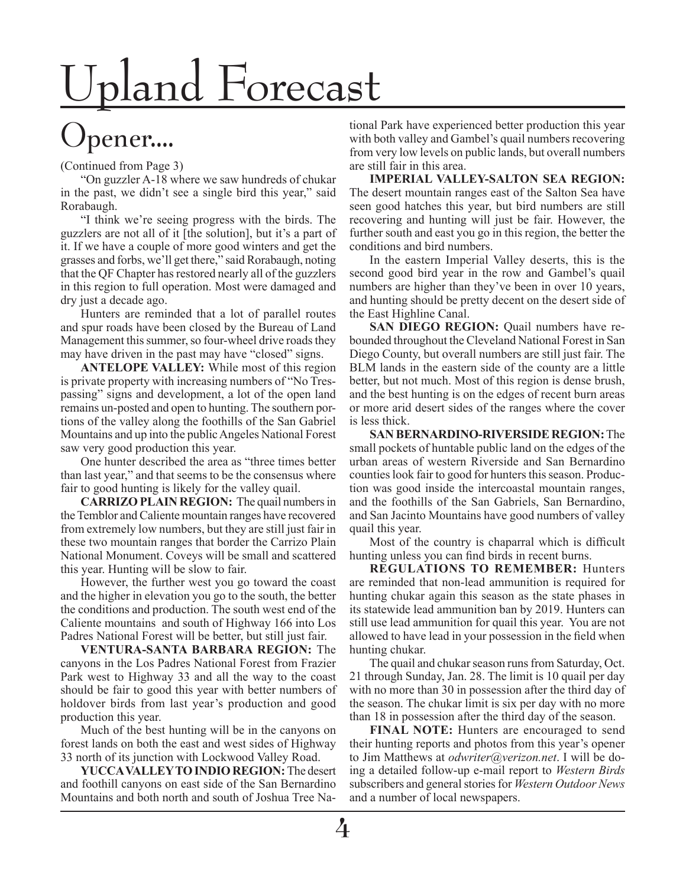# Upland Forecast

## Opener....

(Continued from Page 3)

"On guzzler A-18 where we saw hundreds of chukar in the past, we didn't see a single bird this year," said Rorabaugh.

"I think we're seeing progress with the birds. The guzzlers are not all of it [the solution], but it's a part of it. If we have a couple of more good winters and get the grasses and forbs, we'll get there," said Rorabaugh, noting that the QF Chapter has restored nearly all of the guzzlers in this region to full operation. Most were damaged and dry just a decade ago.

Hunters are reminded that a lot of parallel routes and spur roads have been closed by the Bureau of Land Management this summer, so four-wheel drive roads they may have driven in the past may have "closed" signs.

**ANTELOPE VALLEY:** While most of this region is private property with increasing numbers of "No Trespassing" signs and development, a lot of the open land remains un-posted and open to hunting. The southern portions of the valley along the foothills of the San Gabriel Mountains and up into the public Angeles National Forest saw very good production this year.

One hunter described the area as "three times better than last year," and that seems to be the consensus where fair to good hunting is likely for the valley quail.

**CARRIZO PLAIN REGION:** The quail numbers in the Temblor and Caliente mountain ranges have recovered from extremely low numbers, but they are still just fair in these two mountain ranges that border the Carrizo Plain National Monument. Coveys will be small and scattered this year. Hunting will be slow to fair.

However, the further west you go toward the coast and the higher in elevation you go to the south, the better the conditions and production. The south west end of the Caliente mountains and south of Highway 166 into Los Padres National Forest will be better, but still just fair.

**VENTURA-SANTA BARBARA REGION:** The canyons in the Los Padres National Forest from Frazier Park west to Highway 33 and all the way to the coast should be fair to good this year with better numbers of holdover birds from last year's production and good production this year.

Much of the best hunting will be in the canyons on forest lands on both the east and west sides of Highway 33 north of its junction with Lockwood Valley Road.

**YUCCA VALLEY TO INDIO REGION:** The desert and foothill canyons on east side of the San Bernardino Mountains and both north and south of Joshua Tree National Park have experienced better production this year with both valley and Gambel's quail numbers recovering from very low levels on public lands, but overall numbers are still fair in this area.

**IMPERIAL VALLEY-SALTON SEA REGION:** The desert mountain ranges east of the Salton Sea have seen good hatches this year, but bird numbers are still recovering and hunting will just be fair. However, the further south and east you go in this region, the better the conditions and bird numbers.

In the eastern Imperial Valley deserts, this is the second good bird year in the row and Gambel's quail numbers are higher than they've been in over 10 years, and hunting should be pretty decent on the desert side of the East Highline Canal.

**SAN DIEGO REGION:** Quail numbers have rebounded throughout the Cleveland National Forest in San Diego County, but overall numbers are still just fair. The BLM lands in the eastern side of the county are a little better, but not much. Most of this region is dense brush, and the best hunting is on the edges of recent burn areas or more arid desert sides of the ranges where the cover is less thick.

**SAN BERNARDINO-RIVERSIDE REGION:** The small pockets of huntable public land on the edges of the urban areas of western Riverside and San Bernardino counties look fair to good for hunters this season. Production was good inside the intercoastal mountain ranges, and the foothills of the San Gabriels, San Bernardino, and San Jacinto Mountains have good numbers of valley quail this year.

Most of the country is chaparral which is difficult hunting unless you can find birds in recent burns.

**REGULATIONS TO REMEMBER:** Hunters are reminded that non-lead ammunition is required for hunting chukar again this season as the state phases in its statewide lead ammunition ban by 2019. Hunters can still use lead ammunition for quail this year. You are not allowed to have lead in your possession in the field when hunting chukar.

The quail and chukar season runs from Saturday, Oct. 21 through Sunday, Jan. 28. The limit is 10 quail per day with no more than 30 in possession after the third day of the season. The chukar limit is six per day with no more than 18 in possession after the third day of the season.

**FINAL NOTE:** Hunters are encouraged to send their hunting reports and photos from this year's opener to Jim Matthews at *odwriter@verizon.net*. I will be doing a detailed follow-up e-mail report to *Western Birds* subscribers and general stories for *Western Outdoor News* and a number of local newspapers.